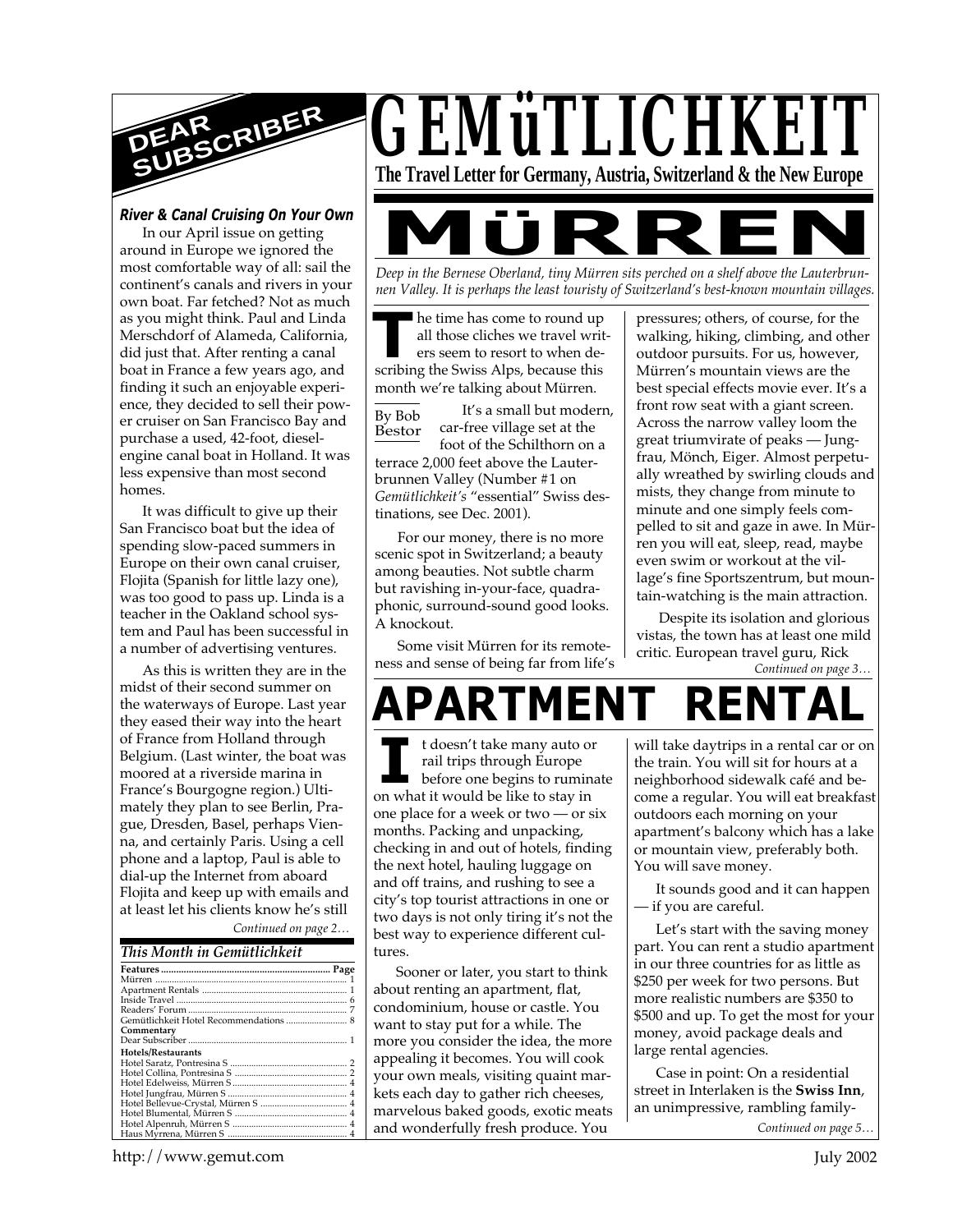# GEMüTLICHKEIT

**The Travel Letter for Germany, Austria, Switzerland & the New Europe**

## DEAR SUBSCRIBER

### *River & Canal Cruising On Your Own*

In our April issue on getting around in Europe we ignored the most comfortable way of all: sail the continent's canals and rivers in your own boat. Far fetched? Not as much as you might think. Paul and Linda Merschdorf of Alameda, California, did just that. After renting a canal boat in France a few years ago, and finding it such an enjoyable experience, they decided to sell their power cruiser on San Francisco Bay and purchase a used, 42-foot, diesel-engine canal boat in Holland. It was less expensive than most second homes.

It was difficult to give up their San Francisco boat but the idea of spending slow-paced summers in Europe on their own canal cruiser, Flojita (Spanish for little lazy one), was too good to pass up. Linda is a teacher in the Oakland school system and Paul has been successful in a number of advertising ventures.

As this is written they are in the midst of their second summer on the waterways of Europe. Last year they eased their way into the heart of France from Holland through Belgium. (Last winter, the boat was moored at a riverside marina in France's Bourgogne region.) Ultimately they plan to see Berlin, Prague, Dresden, Basel, perhaps Vienna, and certainly Paris. Using a cell phone and a laptop, Paul is able to dial-up the Internet from aboard Flojita and keep up with emails and at least let his clients know he's still

*Continued on page 2…*

### *This Month in Gemütlichkeit*

| **Features** | **Page** |
|---|---|
| Mürren | 1 |
| Apartment Rentals | 1 |
| Inside Travel | 6 |
| Readers' Forum | 7 |
| Gemütlichkeit Hotel Recommendations | 8 |
| **Commentary** | |
| Dear Subscriber | 1 |
| **Hotels/Restaurants** | |
| Hotel Saratz, Pontresina S | 2 |
| Hotel Collina, Pontresina S | 2 |
| Hotel Edelweiss, Mürren S | 4 |
| Hotel Jungfrau, Mürren S | 4 |
| Hotel Bellevue-Crystal, Mürren S | 4 |
| Hotel Blumental, Mürren S | 4 |
| Hotel Alpenruh, Mürren S | 4 |
| Haus Myrrena, Mürren S | 4 |

# MÜRREN

*Deep in the Bernese Oberland, tiny Mürren sits perched on a shelf above the Lauterbrunnen Valley. It is perhaps the least touristy of Switzerland's best-known mountain villages.*

The time has come to round up all those cliches we travel writers seem to resort to when describing the Swiss Alps, because this month we're talking about Mürren.

By Bob Bestor

It's a small but modern, car-free village set at the foot of the Schilthorn on a terrace 2,000 feet above the Lauterbrunnen Valley (Number #1 on *Gemütlichkeit's* "essential" Swiss destinations, see Dec. 2001).

For our money, there is no more scenic spot in Switzerland; a beauty among beauties. Not subtle charm but ravishing in-your-face, quadraphonic, surround-sound good looks. A knockout.

Some visit Mürren for its remoteness and sense of being far from life's pressures; others, of course, for the walking, hiking, climbing, and other outdoor pursuits. For us, however, Mürren's mountain views are the best special effects movie ever. It's a front row seat with a giant screen. Across the narrow valley loom the great triumvirate of peaks — Jungfrau, Mönch, Eiger. Almost perpetually wreathed by swirling clouds and mists, they change from minute to minute and one simply feels compelled to sit and gaze in awe. In Mürren you will eat, sleep, read, maybe even swim or workout at the village's fine Sportszentrum, but mountain-watching is the main attraction.

Despite its isolation and glorious vistas, the town has at least one mild critic. European travel guru, Rick

*Continued on page 3…*

# APARTMENT RENTAL

It doesn't take many auto or rail trips through Europe before one begins to ruminate on what it would be like to stay in one place for a week or two — or six months. Packing and unpacking, checking in and out of hotels, finding the next hotel, hauling luggage on and off trains, and rushing to see a city's top tourist attractions in one or two days is not only tiring it's not the best way to experience different cultures.

Sooner or later, you start to think about renting an apartment, flat, condominium, house or castle. You want to stay put for a while. The more you consider the idea, the more appealing it becomes. You will cook your own meals, visiting quaint markets each day to gather rich cheeses, marvelous baked goods, exotic meats and wonderfully fresh produce. You will take daytrips in a rental car or on the train. You will sit for hours at a neighborhood sidewalk café and become a regular. You will eat breakfast outdoors each morning on your apartment's balcony which has a lake or mountain view, preferably both. You will save money.

It sounds good and it can happen — if you are careful.

Let's start with the saving money part. You can rent a studio apartment in our three countries for as little as $250 per week for two persons. But more realistic numbers are $350 to $500 and up. To get the most for your money, avoid package deals and large rental agencies.

Case in point: On a residential street in Interlaken is the **Swiss Inn**, an unimpressive, rambling family-

*Continued on page 5…*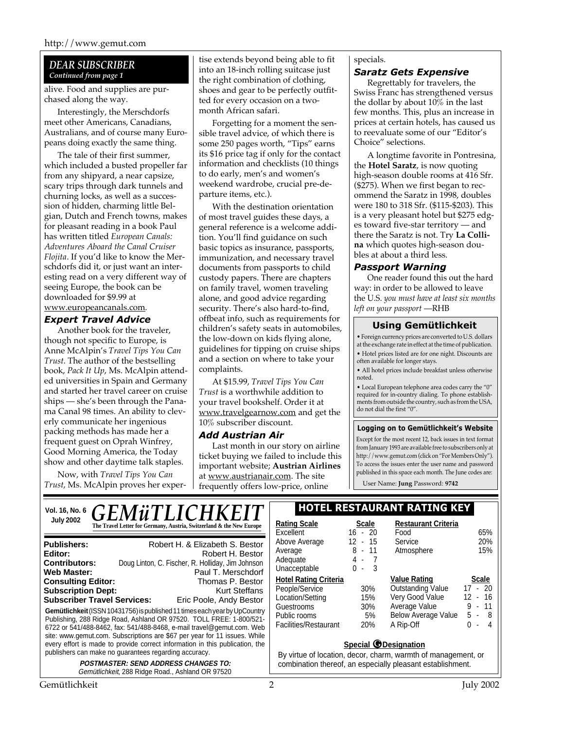## DEAR SUBSCRIBER

*Continued from page 1*

alive. Food and supplies are purchased along the way.

Interestingly, the Merschdorfs meet other Americans, Canadians, Australians, and of course many Europeans doing exactly the same thing.

The tale of their first summer, which included a busted propeller far from any shipyard, a near capsize, scary trips through dark tunnels and churning locks, as well as a succession of hidden, charming little Belgian, Dutch and French towns, makes for pleasant reading in a book Paul has written titled *European Canals: Adventures Aboard the Canal Cruiser Flojita*. If you'd like to know the Merschdorfs did it, or just want an interesting read on a very different way of seeing Europe, the book can be downloaded for $9.99 at www.europeancanals.com.

### Expert Travel Advice

Another book for the traveler, though not specific to Europe, is Anne McAlpin's *Travel Tips You Can Trust*. The author of the bestselling book, *Pack It Up*, Ms. McAlpin attended universities in Spain and Germany and started her travel career on cruise ships — she's been through the Panama Canal 98 times. An ability to cleverly communicate her ingenious packing methods has made her a frequent guest on Oprah Winfrey, Good Morning America, the Today show and other daytime talk staples.

Now, with *Travel Tips You Can Trust*, Ms. McAlpin proves her expertise extends beyond being able to fit into an 18-inch rolling suitcase just the right combination of clothing, shoes and gear to be perfectly outfitted for every occasion on a two-month African safari.

Forgetting for a moment the sensible travel advice, of which there is some 250 pages worth, "Tips" earns its $16 price tag if only for the contact information and checklists (10 things to do early, men's and women's weekend wardrobe, crucial pre-departure items, etc.).

With the destination orientation of most travel guides these days, a general reference is a welcome addition. You'll find guidance on such basic topics as insurance, passports, immunization, and necessary travel documents from passports to child custody papers. There are chapters on family travel, women traveling alone, and good advice regarding security. There's also hard-to-find, offbeat info, such as requirements for children's safety seats in automobiles, the low-down on kids flying alone, guidelines for tipping on cruise ships and a section on where to take your complaints.

At $15.99, *Travel Tips You Can Trust* is a worthwhile addition to your travel bookshelf. Order it at www.travelgearnow.com and get the 10% subscriber discount.

### Add Austrian Air

Last month in our story on airline ticket buying we failed to include this important website; **Austrian Airlines** at www.austrianair.com. The site frequently offers low-price, online specials.

### Saratz Gets Expensive

Regrettably for travelers, the Swiss Franc has strengthened versus the dollar by about 10% in the last few months. This, plus an increase in prices at certain hotels, has caused us to reevaluate some of our "Editor's Choice" selections.

A longtime favorite in Pontresina, the **Hotel Saratz**, is now quoting high-season double rooms at 416 Sfr. ($275). When we first began to recommend the Saratz in 1998, doubles were 180 to 318 Sfr. ($115-$203). This is a very pleasant hotel but $275 edges toward five-star territory — and there the Saratz is not. Try **La Collina** which quotes high-season doubles at about a third less.

### Passport Warning

One reader found this out the hard way: in order to be allowed to leave the U.S. *you must have at least six months left on your passport* —RHB

### Using Gemütlichkeit

- Foreign currency prices are converted to U.S. dollars at the exchange rate in effect at the time of publication.
- Hotel prices listed are for one night. Discounts are often available for longer stays.
- All hotel prices include breakfast unless otherwise noted.
- Local European telephone area codes carry the "0" required for in-country dialing. To phone establishments from outside the country, such as from the USA, do not dial the first "0".

### Logging on to Gemütlichkeit's Website

Except for the most recent 12, back issues in text format from January 1993 are available free to subscribers only at http://www.gemut.com (click on "For Members Only"). To access the issues enter the user name and password published in this space each month. The June codes are:

User Name: **Jung** Password: **9742**

---

**Vol. 16, No. 6 — July 2002**

# GEMüTLICHKEIT

**The Travel Letter for Germany, Austria, Switzerland & the New Europe**

| | |
|---|---|
| **Publishers:** | Robert H. & Elizabeth S. Bestor |
| **Editor:** | Robert H. Bestor |
| **Contributors:** | Doug Linton, C. Fischer, R. Holliday, Jim Johnson |
| **Web Master:** | Paul T. Merschdorf |
| **Consulting Editor:** | Thomas P. Bestor |
| **Subscription Dept:** | Kurt Steffans |
| **Subscriber Travel Services:** | Eric Poole, Andy Bestor |

**Gemütlichkeit** (ISSN 10431756) is published 11 times each year by UpCountry Publishing, 288 Ridge Road, Ashland OR 97520. TOLL FREE: 1-800/521-6722 or 541/488-8462, fax: 541/488-8468, e-mail travel@gemut.com. Web site: www.gemut.com. Subscriptions are $67 per year for 11 issues. While every effort is made to provide correct information in this publication, the publishers can make no guarantees regarding accuracy.

***POSTMASTER: SEND ADDRESS CHANGES TO:***
*Gemütlichkeit*, 288 Ridge Road., Ashland OR 97520

### HOTEL RESTAURANT RATING KEY

| Rating Scale | Scale |
|---|---|
| Excellent | 16 - 20 |
| Above Average | 12 - 15 |
| Average | 8 - 11 |
| Adequate | 4 - 7 |
| Unacceptable | 0 - 3 |

| Restaurant Criteria | |
|---|---|
| Food | 65% |
| Service | 20% |
| Atmosphere | 15% |

| Hotel Rating Criteria | |
|---|---|
| People/Service | 30% |
| Location/Setting | 15% |
| Guestrooms | 30% |
| Public rooms | 5% |
| Facilities/Restaurant | 20% |

| Value Rating | Scale |
|---|---|
| Outstanding Value | 17 - 20 |
| Very Good Value | 12 - 16 |
| Average Value | 9 - 11 |
| Below Average Value | 5 - 8 |
| A Rip-Off | 0 - 4 |

**Special G Designation**

By virtue of location, decor, charm, warmth of management, or combination thereof, an especially pleasant establishment.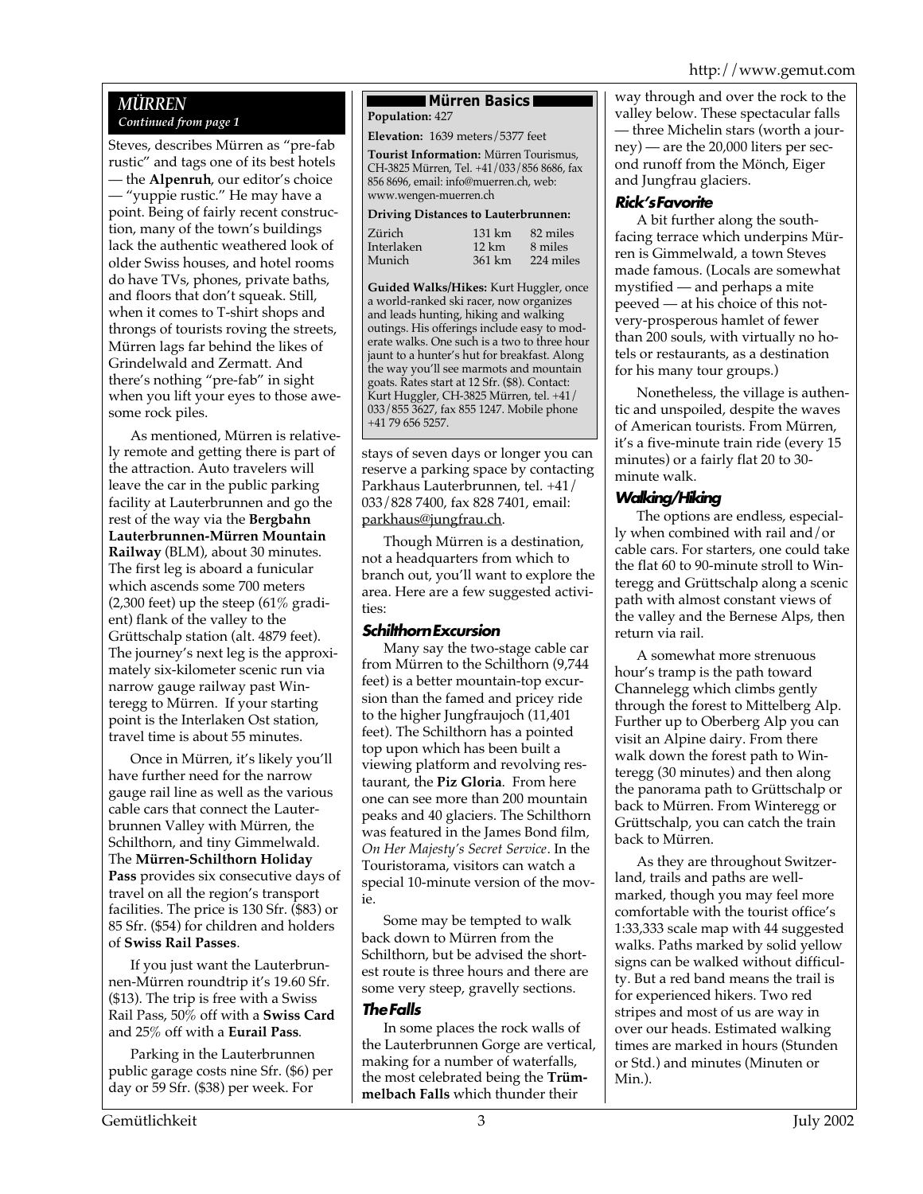## MÜRREN
*Continued from page 1*

Steves, describes Mürren as "pre-fab rustic" and tags one of its best hotels — the **Alpenruh**, our editor's choice — "yuppie rustic." He may have a point. Being of fairly recent construction, many of the town's buildings lack the authentic weathered look of older Swiss houses, and hotel rooms do have TVs, phones, private baths, and floors that don't squeak. Still, when it comes to T-shirt shops and throngs of tourists roving the streets, Mürren lags far behind the likes of Grindelwald and Zermatt. And there's nothing "pre-fab" in sight when you lift your eyes to those awesome rock piles.

As mentioned, Mürren is relatively remote and getting there is part of the attraction. Auto travelers will leave the car in the public parking facility at Lauterbrunnen and go the rest of the way via the **Bergbahn Lauterbrunnen-Mürren Mountain Railway** (BLM), about 30 minutes. The first leg is aboard a funicular which ascends some 700 meters (2,300 feet) up the steep (61% gradient) flank of the valley to the Grüttschalp station (alt. 4879 feet). The journey's next leg is the approximately six-kilometer scenic run via narrow gauge railway past Winteregg to Mürren. If your starting point is the Interlaken Ost station, travel time is about 55 minutes.

Once in Mürren, it's likely you'll have further need for the narrow gauge rail line as well as the various cable cars that connect the Lauterbrunnen Valley with Mürren, the Schilthorn, and tiny Gimmelwald. The **Mürren-Schilthorn Holiday Pass** provides six consecutive days of travel on all the region's transport facilities. The price is 130 Sfr. ($83) or 85 Sfr. ($54) for children and holders of **Swiss Rail Passes**.

If you just want the Lauterbrunnen-Mürren roundtrip it's 19.60 Sfr. ($13). The trip is free with a Swiss Rail Pass, 50% off with a **Swiss Card** and 25% off with a **Eurail Pass**.

Parking in the Lauterbrunnen public garage costs nine Sfr. ($6) per day or 59 Sfr. ($38) per week. For stays of seven days or longer you can reserve a parking space by contacting Parkhaus Lauterbrunnen, tel. +41/033/828 7400, fax 828 7401, email: parkhaus@jungfrau.ch.

Though Mürren is a destination, not a headquarters from which to branch out, you'll want to explore the area. Here are a few suggested activities:

### Mürren Basics

**Population:** 427

**Elevation:** 1639 meters/5377 feet

**Tourist Information:** Mürren Tourismus, CH-3825 Mürren, Tel. +41/033/856 8686, fax 856 8696, email: info@muerren.ch, web: www.wengen-muerren.ch

**Driving Distances to Lauterbrunnen:**

| | | |
|---|---|---|
| Zürich | 131 km | 82 miles |
| Interlaken | 12 km | 8 miles |
| Munich | 361 km | 224 miles |

**Guided Walks/Hikes:** Kurt Huggler, once a world-ranked ski racer, now organizes and leads hunting, hiking and walking outings. His offerings include easy to moderate walks. One such is a two to three hour jaunt to a hunter's hut for breakfast. Along the way you'll see marmots and mountain goats. Rates start at 12 Sfr. ($8). Contact: Kurt Huggler, CH-3825 Mürren, tel. +41/033/855 3627, fax 855 1247. Mobile phone +41 79 656 5257.

### Schilthorn Excursion

Many say the two-stage cable car from Mürren to the Schilthorn (9,744 feet) is a better mountain-top excursion than the famed and pricey ride to the higher Jungfraujoch (11,401 feet). The Schilthorn has a pointed top upon which has been built a viewing platform and revolving restaurant, the **Piz Gloria**. From here one can see more than 200 mountain peaks and 40 glaciers. The Schilthorn was featured in the James Bond film, *On Her Majesty's Secret Service*. In the Touristorama, visitors can watch a special 10-minute version of the movie.

Some may be tempted to walk back down to Mürren from the Schilthorn, but be advised the shortest route is three hours and there are some very steep, gravelly sections.

### The Falls

In some places the rock walls of the Lauterbrunnen Gorge are vertical, making for a number of waterfalls, the most celebrated being the **Trümmelbach Falls** which thunder their way through and over the rock to the valley below. These spectacular falls — three Michelin stars (worth a journey) — are the 20,000 liters per second runoff from the Mönch, Eiger and Jungfrau glaciers.

### Rick's Favorite

A bit further along the south-facing terrace which underpins Mürren is Gimmelwald, a town Steves made famous. (Locals are somewhat mystified — and perhaps a mite peeved — at his choice of this not-very-prosperous hamlet of fewer than 200 souls, with virtually no hotels or restaurants, as a destination for his many tour groups.)

Nonetheless, the village is authentic and unspoiled, despite the waves of American tourists. From Mürren, it's a five-minute train ride (every 15 minutes) or a fairly flat 20 to 30-minute walk.

### Walking/Hiking

The options are endless, especially when combined with rail and/or cable cars. For starters, one could take the flat 60 to 90-minute stroll to Winteregg and Grüttschalp along a scenic path with almost constant views of the valley and the Bernese Alps, then return via rail.

A somewhat more strenuous hour's tramp is the path toward Channelegg which climbs gently through the forest to Mittelberg Alp. Further up to Oberberg Alp you can visit an Alpine dairy. From there walk down the forest path to Winteregg (30 minutes) and then along the panorama path to Grüttschalp or back to Mürren. From Winteregg or Grüttschalp, you can catch the train back to Mürren.

As they are throughout Switzerland, trails and paths are well-marked, though you may feel more comfortable with the tourist office's 1:33,333 scale map with 44 suggested walks. Paths marked by solid yellow signs can be walked without difficulty. But a red band means the trail is for experienced hikers. Two red stripes and most of us are way in over our heads. Estimated walking times are marked in hours (Stunden or Std.) and minutes (Minuten or Min.).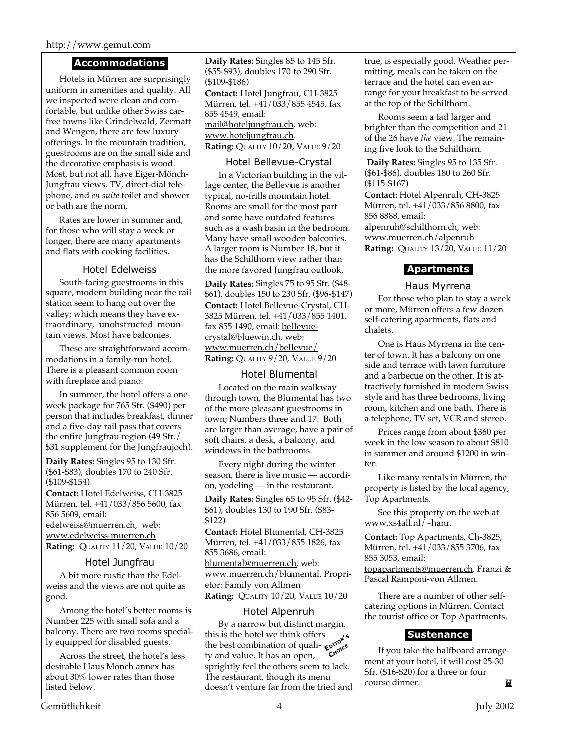## Accommodations

Hotels in Mürren are surprisingly uniform in amenities and quality. All we inspected were clean and comfortable, but unlike other Swiss car-free towns like Grindelwald, Zermatt and Wengen, there are few luxury offerings. In the mountain tradition, guestrooms are on the small side and the decorative emphasis is wood. Most, but not all, have Eiger-Mönch-Jungfrau views. TV, direct-dial telephone, and *en suite* toilet and shower or bath are the norm.

Rates are lower in summer and, for those who will stay a week or longer, there are many apartments and flats with cooking facilities.

### Hotel Edelweiss

South-facing guestrooms in this square, modern building near the rail station seem to hang out over the valley; which means they have extraordinary, unobstructed mountain views. Most have balconies.

These are straightforward accommodations in a family-run hotel. There is a pleasant common room with fireplace and piano.

In summer, the hotel offers a one-week package for 765 Sfr. ($490) per person that includes breakfast, dinner and a five-day rail pass that covers the entire Jungfrau region (49 Sfr./ $31 supplement for the Jungfraujoch).

**Daily Rates:** Singles 95 to 130 Sfr. ($61-$83), doubles 170 to 240 Sfr. ($109-$154)
**Contact:** Hotel Edelweiss, CH-3825 Mürren, tel. +41/033/856 5600, fax 856 5609, email: edelweiss@muerren.ch, web: www.edelweiss-muerren.ch
**Rating:** QUALITY 11/20, VALUE 10/20

### Hotel Jungfrau

A bit more rustic than the Edelweiss and the views are not quite as good.

Among the hotel's better rooms is Number 225 with small sofa and a balcony. There are two rooms specially equipped for disabled guests.

Across the street, the hotel's less desirable Haus Mönch annex has about 30% lower rates than those listed below.

**Daily Rates:** Singles 85 to 145 Sfr. ($55-$93), doubles 170 to 290 Sfr. ($109-$186)
**Contact:** Hotel Jungfrau, CH-3825 Mürren, tel. +41/033/855 4545, fax 855 4549, email: mail@hoteljungfrau.ch, web: www.hoteljungfrau.ch.
**Rating:** QUALITY 10/20, VALUE 9/20

### Hotel Bellevue-Crystal

In a Victorian building in the village center, the Bellevue is another typical, no-frills mountain hotel. Rooms are small for the most part and some have outdated features such as a wash basin in the bedroom. Many have small wooden balconies. A larger room is Number 18, but it has the Schilthorn view rather than the more favored Jungfrau outlook.

**Daily Rates:** Singles 75 to 95 Sfr. ($48-$61), doubles 150 to 230 Sfr. ($96-$147)
**Contact:** Hotel Bellevue-Crystal, CH-3825 Mürren, tel. +41/033/855 1401, fax 855 1490, email: bellevue-crystal@bluewin.ch, web: www.muerren.ch/bellevue/
**Rating:** QUALITY 9/20, VALUE 9/20

### Hotel Blumental

Located on the main walkway through town, the Blumental has two of the more pleasant guestrooms in town; Numbers three and 17. Both are larger than average, have a pair of soft chairs, a desk, a balcony, and windows in the bathrooms.

Every night during the winter season, there is live music — accordion, yodeling — in the restaurant.

**Daily Rates:** Singles 65 to 95 Sfr. ($42-$61), doubles 130 to 190 Sfr. ($83-$122)
**Contact:** Hotel Blumental, CH-3825 Mürren, tel. +41/033/855 1826, fax 855 3686, email: blumental@muerren.ch, web: www.muerren.ch/blumental. Proprietor: Family von Allmen
**Rating:** QUALITY 10/20, VALUE 10/20

### Hotel Alpenruh

EDITOR'S CHOICE

By a narrow but distinct margin, this is the hotel we think offers the best combination of quality and value. It has an open, sprightly feel the others seem to lack. The restaurant, though its menu doesn't venture far from the tried and true, is especially good. Weather permitting, meals can be taken on the terrace and the hotel can even arrange for your breakfast to be served at the top of the Schilthorn.

Rooms seem a tad larger and brighter than the competition and 21 of the 26 have *the* view. The remaining five look to the Schilthorn.

**Daily Rates:** Singles 95 to 135 Sfr. ($61-$86), doubles 180 to 260 Sfr. ($115-$167)
**Contact:** Hotel Alpenruh, CH-3825 Mürren, tel. +41/033/856 8800, fax 856 8888, email: alpenruh@schilthorn.ch, web: www.muerren.ch/alpenruh
**Rating:** QUALITY 13/20, VALUE 11/20

## Apartments

### Haus Myrrena

For those who plan to stay a week or more, Mürren offers a few dozen self-catering apartments, flats and chalets.

One is Haus Myrrena in the center of town. It has a balcony on one side and terrace with lawn furniture and a barbecue on the other. It is attractively furnished in modern Swiss style and has three bedrooms, living room, kitchen and one bath. There is a telephone, TV set, VCR and stereo.

Prices range from about $360 per week in the low season to about $810 in summer and around $1200 in winter.

Like many rentals in Mürren, the property is listed by the local agency, Top Apartments.

See this property on the web at www.xs4all.nl/~hanr.

**Contact:** Top Apartments, Ch-3825, Mürren, tel. +41/033/855 3706, fax 855 3053, email: topapartments@muerren.ch. Franzi & Pascal Ramponi-von Allmen.

There are a number of other self-catering options in Mürren. Contact the tourist office or Top Apartments.

## Sustenance

If you take the halfboard arrangement at your hotel, if will cost 25-30 Sfr. ($16-$20) for a three or four course dinner.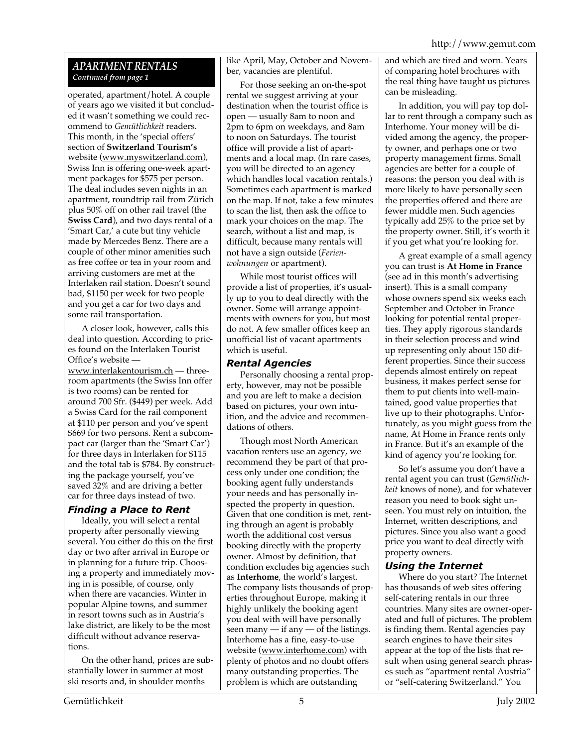## APARTMENT RENTALS
*Continued from page 1*

operated, apartment/hotel. A couple of years ago we visited it but concluded it wasn't something we could recommend to *Gemütlichkeit* readers. This month, in the 'special offers' section of **Switzerland Tourism's** website (www.myswitzerland.com), Swiss Inn is offering one-week apartment packages for $575 per person. The deal includes seven nights in an apartment, roundtrip rail from Zürich plus 50% off on other rail travel (the **Swiss Card**), and two days rental of a 'Smart Car,' a cute but tiny vehicle made by Mercedes Benz. There are a couple of other minor amenities such as free coffee or tea in your room and arriving customers are met at the Interlaken rail station. Doesn't sound bad, $1150 per week for two people and you get a car for two days and some rail transportation.

A closer look, however, calls this deal into question. According to prices found on the Interlaken Tourist Office's website — www.interlakentourism.ch — three-room apartments (the Swiss Inn offer is two rooms) can be rented for around 700 Sfr. ($449) per week. Add a Swiss Card for the rail component at $110 per person and you've spent $669 for two persons. Rent a subcompact car (larger than the 'Smart Car') for three days in Interlaken for $115 and the total tab is $784. By constructing the package yourself, you've saved 32% and are driving a better car for three days instead of two.

### Finding a Place to Rent

Ideally, you will select a rental property after personally viewing several. You either do this on the first day or two after arrival in Europe or in planning for a future trip. Choosing a property and immediately moving in is possible, of course, only when there are vacancies. Winter in popular Alpine towns, and summer in resort towns such as in Austria's lake district, are likely to be the most difficult without advance reservations.

On the other hand, prices are substantially lower in summer at most ski resorts and, in shoulder months like April, May, October and November, vacancies are plentiful.

For those seeking an on-the-spot rental we suggest arriving at your destination when the tourist office is open — usually 8am to noon and 2pm to 6pm on weekdays, and 8am to noon on Saturdays. The tourist office will provide a list of apartments and a local map. (In rare cases, you will be directed to an agency which handles local vacation rentals.) Sometimes each apartment is marked on the map. If not, take a few minutes to scan the list, then ask the office to mark your choices on the map. The search, without a list and map, is difficult, because many rentals will not have a sign outside (*Ferienwohnungen* or apartment).

While most tourist offices will provide a list of properties, it's usually up to you to deal directly with the owner. Some will arrange appointments with owners for you, but most do not. A few smaller offices keep an unofficial list of vacant apartments which is useful.

### Rental Agencies

Personally choosing a rental property, however, may not be possible and you are left to make a decision based on pictures, your own intuition, and the advice and recommendations of others.

Though most North American vacation renters use an agency, we recommend they be part of that process only under one condition; the booking agent fully understands your needs and has personally inspected the property in question. Given that one condition is met, renting through an agent is probably worth the additional cost versus booking directly with the property owner. Almost by definition, that condition excludes big agencies such as **Interhome**, the world's largest. The company lists thousands of properties throughout Europe, making it highly unlikely the booking agent you deal with will have personally seen many — if any — of the listings. Interhome has a fine, easy-to-use website (www.interhome.com) with plenty of photos and no doubt offers many outstanding properties. The problem is which are outstanding and which are tired and worn. Years of comparing hotel brochures with the real thing have taught us pictures can be misleading.

In addition, you will pay top dollar to rent through a company such as Interhome. Your money will be divided among the agency, the property owner, and perhaps one or two property management firms. Small agencies are better for a couple of reasons: the person you deal with is more likely to have personally seen the properties offered and there are fewer middle men. Such agencies typically add 25% to the price set by the property owner. Still, it's worth it if you get what you're looking for.

A great example of a small agency you can trust is **At Home in France** (see ad in this month's advertising insert). This is a small company whose owners spend six weeks each September and October in France looking for potential rental properties. They apply rigorous standards in their selection process and wind up representing only about 150 different properties. Since their success depends almost entirely on repeat business, it makes perfect sense for them to put clients into well-maintained, good value properties that live up to their photographs. Unfortunately, as you might guess from the name, At Home in France rents only in France. But it's an example of the kind of agency you're looking for.

So let's assume you don't have a rental agent you can trust (*Gemütlichkeit* knows of none), and for whatever reason you need to book sight unseen. You must rely on intuition, the Internet, written descriptions, and pictures. Since you also want a good price you want to deal directly with property owners.

### Using the Internet

Where do you start? The Internet has thousands of web sites offering self-catering rentals in our three countries. Many sites are owner-operated and full of pictures. The problem is finding them. Rental agencies pay search engines to have their sites appear at the top of the lists that result when using general search phrases such as "apartment rental Austria" or "self-catering Switzerland." You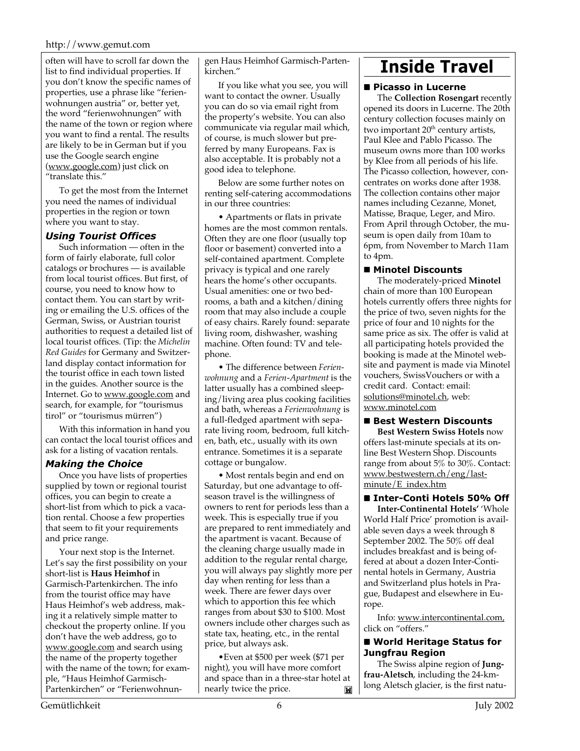often will have to scroll far down the list to find individual properties. If you don't know the specific names of properties, use a phrase like "ferienwohnungen austria" or, better yet, the word "ferienwohnungen" with the name of the town or region where you want to find a rental. The results are likely to be in German but if you use the Google search engine (www.google.com) just click on "translate this."

To get the most from the Internet you need the names of individual properties in the region or town where you want to stay.

### *Using Tourist Offices*

Such information — often in the form of fairly elaborate, full color catalogs or brochures — is available from local tourist offices. But first, of course, you need to know how to contact them. You can start by writing or emailing the U.S. offices of the German, Swiss, or Austrian tourist authorities to request a detailed list of local tourist offices. (Tip: the *Michelin Red Guides* for Germany and Switzerland display contact information for the tourist office in each town listed in the guides. Another source is the Internet. Go to www.google.com and search, for example, for "tourismus tirol" or "tourismus mürren")

With this information in hand you can contact the local tourist offices and ask for a listing of vacation rentals.

### *Making the Choice*

Once you have lists of properties supplied by town or regional tourist offices, you can begin to create a short-list from which to pick a vacation rental. Choose a few properties that seem to fit your requirements and price range.

Your next stop is the Internet. Let's say the first possibility on your short-list is **Haus Heimhof** in Garmisch-Partenkirchen. The info from the tourist office may have Haus Heimhof's web address, making it a relatively simple matter to checkout the property online. If you don't have the web address, go to www.google.com and search using the name of the property together with the name of the town; for example, "Haus Heimhof Garmisch-Partenkirchen" or "Ferienwohnungen Haus Heimhof Garmisch-Partenkirchen."

If you like what you see, you will want to contact the owner. Usually you can do so via email right from the property's website. You can also communicate via regular mail which, of course, is much slower but preferred by many Europeans. Fax is also acceptable. It is probably not a good idea to telephone.

Below are some further notes on renting self-catering accommodations in our three countries:

• Apartments or flats in private homes are the most common rentals. Often they are one floor (usually top floor or basement) converted into a self-contained apartment. Complete privacy is typical and one rarely hears the home's other occupants. Usual amenities: one or two bedrooms, a bath and a kitchen/dining room that may also include a couple of easy chairs. Rarely found: separate living room, dishwasher, washing machine. Often found: TV and telephone.

• The difference between *Ferienwohnung* and a *Ferien-Apartment* is the latter usually has a combined sleeping/living area plus cooking facilities and bath, whereas a *Ferienwohnung* is a full-fledged apartment with separate living room, bedroom, full kitchen, bath, etc., usually with its own entrance. Sometimes it is a separate cottage or bungalow.

• Most rentals begin and end on Saturday, but one advantage to off-season travel is the willingness of owners to rent for periods less than a week. This is especially true if you are prepared to rent immediately and the apartment is vacant. Because of the cleaning charge usually made in addition to the regular rental charge, you will always pay slightly more per day when renting for less than a week. There are fewer days over which to apportion this fee which ranges from about $30 to $100. Most owners include other charges such as state tax, heating, etc., in the rental price, but always ask.

•Even at $500 per week ($71 per night), you will have more comfort and space than in a three-star hotel at nearly twice the price.

# Inside Travel

### ■ Picasso in Lucerne

The **Collection Rosengart** recently opened its doors in Lucerne. The 20th century collection focuses mainly on two important 20th century artists, Paul Klee and Pablo Picasso. The museum owns more than 100 works by Klee from all periods of his life. The Picasso collection, however, concentrates on works done after 1938. The collection contains other major names including Cezanne, Monet, Matisse, Braque, Leger, and Miro. From April through October, the museum is open daily from 10am to 6pm, from November to March 11am to 4pm.

### ■ Minotel Discounts

The moderately-priced **Minotel** chain of more than 100 European hotels currently offers three nights for the price of two, seven nights for the price of four and 10 nights for the same price as six. The offer is valid at all participating hotels provided the booking is made at the Minotel website and payment is made via Minotel vouchers, SwissVouchers or with a credit card. Contact: email: solutions@minotel.ch, web: www.minotel.com

### ■ Best Western Discounts

**Best Western Swiss Hotels** now offers last-minute specials at its online Best Western Shop. Discounts range from about 5% to 30%. Contact: www.bestwestern.ch/eng/last-minute/E_index.htm

### ■ Inter-Conti Hotels 50% Off

**Inter-Continental Hotels'** 'Whole World Half Price' promotion is available seven days a week through 8 September 2002. The 50% off deal includes breakfast and is being offered at about a dozen Inter-Continental hotels in Germany, Austria and Switzerland plus hotels in Prague, Budapest and elsewhere in Europe.

Info: www.intercontinental.com, click on "offers."

### ■ World Heritage Status for Jungfrau Region

The Swiss alpine region of **Jungfrau-Aletsch**, including the 24-km-long Aletsch glacier, is the first natu-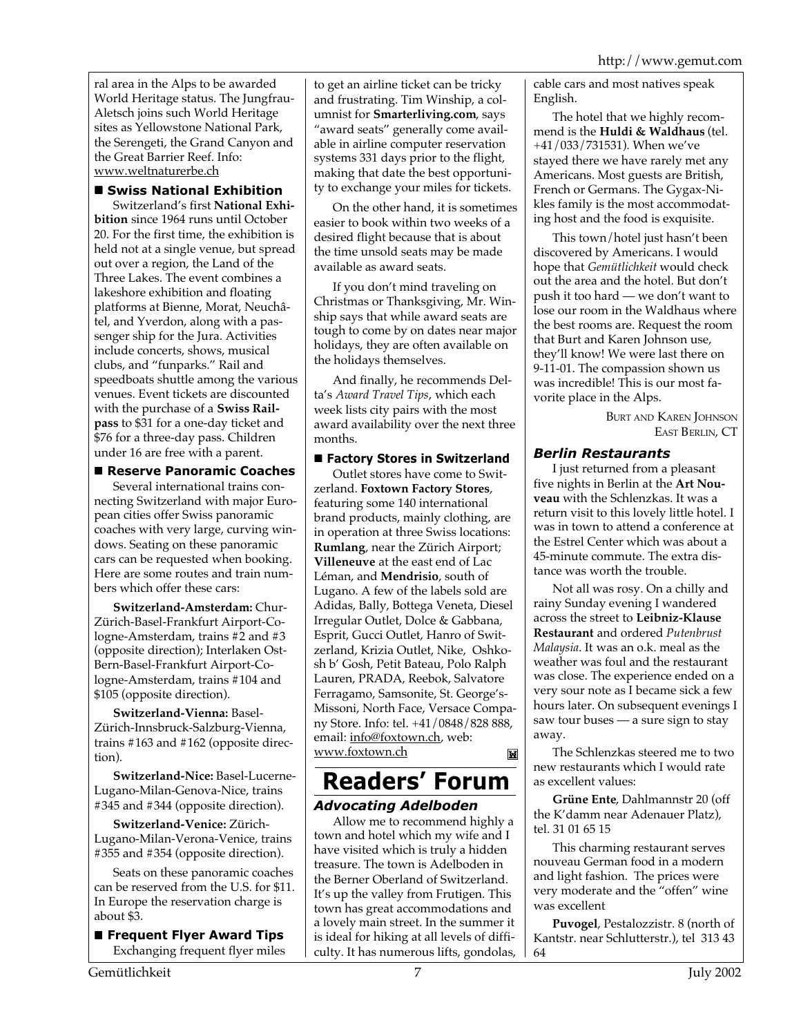ral area in the Alps to be awarded World Heritage status. The Jungfrau-Aletsch joins such World Heritage sites as Yellowstone National Park, the Serengeti, the Grand Canyon and the Great Barrier Reef. Info: www.weltnaturerbe.ch

### ■ Swiss National Exhibition

Switzerland's first **National Exhibition** since 1964 runs until October 20. For the first time, the exhibition is held not at a single venue, but spread out over a region, the Land of the Three Lakes. The event combines a lakeshore exhibition and floating platforms at Bienne, Morat, Neuchâtel, and Yverdon, along with a passenger ship for the Jura. Activities include concerts, shows, musical clubs, and "funparks." Rail and speedboats shuttle among the various venues. Event tickets are discounted with the purchase of a **Swiss Railpass** to $31 for a one-day ticket and $76 for a three-day pass. Children under 16 are free with a parent.

### ■ Reserve Panoramic Coaches

Several international trains connecting Switzerland with major European cities offer Swiss panoramic coaches with very large, curving windows. Seating on these panoramic cars can be requested when booking. Here are some routes and train numbers which offer these cars:

**Switzerland-Amsterdam:** Chur-Zürich-Basel-Frankfurt Airport-Cologne-Amsterdam, trains #2 and #3 (opposite direction); Interlaken Ost-Bern-Basel-Frankfurt Airport-Cologne-Amsterdam, trains #104 and $105 (opposite direction).

**Switzerland-Vienna:** Basel-Zürich-Innsbruck-Salzburg-Vienna, trains #163 and #162 (opposite direction).

**Switzerland-Nice:** Basel-Lucerne-Lugano-Milan-Genova-Nice, trains #345 and #344 (opposite direction).

**Switzerland-Venice:** Zürich-Lugano-Milan-Verona-Venice, trains #355 and #354 (opposite direction).

Seats on these panoramic coaches can be reserved from the U.S. for $11. In Europe the reservation charge is about $3.

### ■ Frequent Flyer Award Tips

Exchanging frequent flyer miles to get an airline ticket can be tricky and frustrating. Tim Winship, a columnist for **Smarterliving.com**, says "award seats" generally come available in airline computer reservation systems 331 days prior to the flight, making that date the best opportunity to exchange your miles for tickets.

On the other hand, it is sometimes easier to book within two weeks of a desired flight because that is about the time unsold seats may be made available as award seats.

If you don't mind traveling on Christmas or Thanksgiving, Mr. Winship says that while award seats are tough to come by on dates near major holidays, they are often available on the holidays themselves.

And finally, he recommends Delta's *Award Travel Tips*, which each week lists city pairs with the most award availability over the next three months.

### ■ Factory Stores in Switzerland

Outlet stores have come to Switzerland. **Foxtown Factory Stores**, featuring some 140 international brand products, mainly clothing, are in operation at three Swiss locations: **Rumlang**, near the Zürich Airport; **Villeneuve** at the east end of Lac Léman, and **Mendrisio**, south of Lugano. A few of the labels sold are Adidas, Bally, Bottega Veneta, Diesel Irregular Outlet, Dolce & Gabbana, Esprit, Gucci Outlet, Hanro of Switzerland, Krizia Outlet, Nike, Oshkosh b' Gosh, Petit Bateau, Polo Ralph Lauren, PRADA, Reebok, Salvatore Ferragamo, Samsonite, St. George's-Missoni, North Face, Versace Company Store. Info: tel. +41/0848/828 888, email: info@foxtown.ch, web: www.foxtown.ch

# Readers' Forum

### Advocating Adelboden

Allow me to recommend highly a town and hotel which my wife and I have visited which is truly a hidden treasure. The town is Adelboden in the Berner Oberland of Switzerland. It's up the valley from Frutigen. This town has great accommodations and a lovely main street. In the summer it is ideal for hiking at all levels of difficulty. It has numerous lifts, gondolas, cable cars and most natives speak English.

The hotel that we highly recommend is the **Huldi & Waldhaus** (tel. +41/033/731531). When we've stayed there we have rarely met any Americans. Most guests are British, French or Germans. The Gygax-Nikles family is the most accommodating host and the food is exquisite.

This town/hotel just hasn't been discovered by Americans. I would hope that *Gemütlichkeit* would check out the area and the hotel. But don't push it too hard — we don't want to lose our room in the Waldhaus where the best rooms are. Request the room that Burt and Karen Johnson use, they'll know! We were last there on 9-11-01. The compassion shown us was incredible! This is our most favorite place in the Alps.

BURT AND KAREN JOHNSON
EAST BERLIN, CT

### Berlin Restaurants

I just returned from a pleasant five nights in Berlin at the **Art Nouveau** with the Schlenzkas. It was a return visit to this lovely little hotel. I was in town to attend a conference at the Estrel Center which was about a 45-minute commute. The extra distance was worth the trouble.

Not all was rosy. On a chilly and rainy Sunday evening I wandered across the street to **Leibniz-Klause Restaurant** and ordered *Putenbrust Malaysia*. It was an o.k. meal as the weather was foul and the restaurant was close. The experience ended on a very sour note as I became sick a few hours later. On subsequent evenings I saw tour buses — a sure sign to stay away.

The Schlenzkas steered me to two new restaurants which I would rate as excellent values:

**Grüne Ente**, Dahlmannstr 20 (off the K'damm near Adenauer Platz), tel. 31 01 65 15

This charming restaurant serves nouveau German food in a modern and light fashion. The prices were very moderate and the "offen" wine was excellent

**Puvogel**, Pestalozzistr. 8 (north of Kantstr. near Schlutterstr.), tel 313 43 64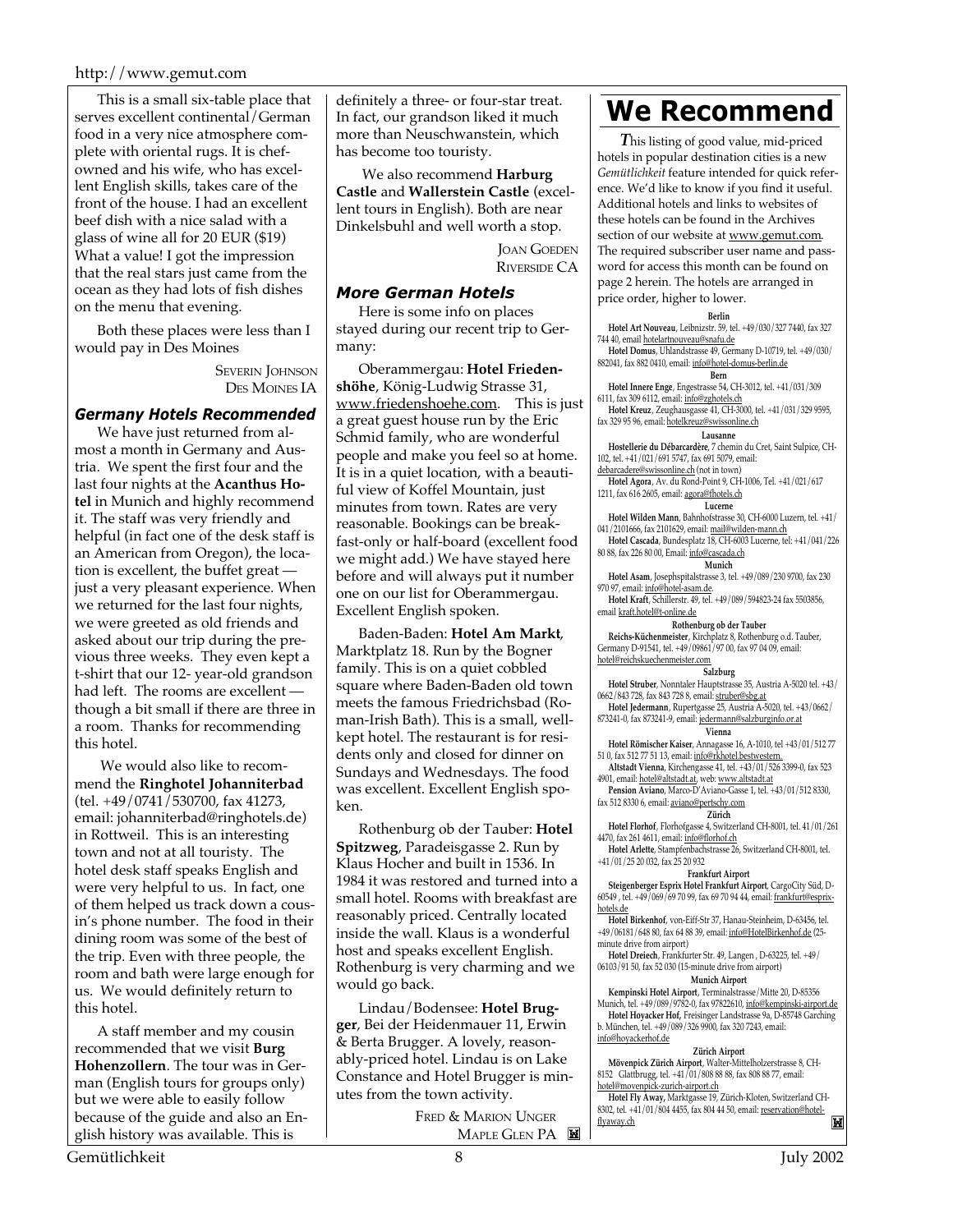This is a small six-table place that serves excellent continental/German food in a very nice atmosphere complete with oriental rugs. It is chef-owned and his wife, who has excellent English skills, takes care of the front of the house. I had an excellent beef dish with a nice salad with a glass of wine all for 20 EUR ($19) What a value! I got the impression that the real stars just came from the ocean as they had lots of fish dishes on the menu that evening.

Both these places were less than I would pay in Des Moines

SEVERIN JOHNSON
DES MOINES IA

### Germany Hotels Recommended

We have just returned from almost a month in Germany and Austria. We spent the first four and the last four nights at the **Acanthus Hotel** in Munich and highly recommend it. The staff was very friendly and helpful (in fact one of the desk staff is an American from Oregon), the location is excellent, the buffet great — just a very pleasant experience. When we returned for the last four nights, we were greeted as old friends and asked about our trip during the previous three weeks. They even kept a t-shirt that our 12- year-old grandson had left. The rooms are excellent — though a bit small if there are three in a room. Thanks for recommending this hotel.

We would also like to recommend the **Ringhotel Johanniterbad** (tel. +49/0741/530700, fax 41273, email: johanniterbad@ringhotels.de) in Rottweil. This is an interesting town and not at all touristy. The hotel desk staff speaks English and were very helpful to us. In fact, one of them helped us track down a cousin's phone number. The food in their dining room was some of the best of the trip. Even with three people, the room and bath were large enough for us. We would definitely return to this hotel.

A staff member and my cousin recommended that we visit **Burg Hohenzollern**. The tour was in German (English tours for groups only) but we were able to easily follow because of the guide and also an English history was available. This is definitely a three- or four-star treat. In fact, our grandson liked it much more than Neuschwanstein, which has become too touristy.

We also recommend **Harburg Castle** and **Wallerstein Castle** (excellent tours in English). Both are near Dinkelsbuhl and well worth a stop.

JOAN GOEDEN
RIVERSIDE CA

### More German Hotels

Here is some info on places stayed during our recent trip to Germany:

Oberammergau: **Hotel Friedenshöhe**, König-Ludwig Strasse 31, www.friedenshoehe.com. This is just a great guest house run by the Eric Schmid family, who are wonderful people and make you feel so at home. It is in a quiet location, with a beautiful view of Koffel Mountain, just minutes from town. Rates are very reasonable. Bookings can be breakfast-only or half-board (excellent food we might add.) We have stayed here before and will always put it number one on our list for Oberammergau. Excellent English spoken.

Baden-Baden: **Hotel Am Markt**, Marktplatz 18. Run by the Bogner family. This is on a quiet cobbled square where Baden-Baden old town meets the famous Friedrichsbad (Roman-Irish Bath). This is a small, well-kept hotel. The restaurant is for residents only and closed for dinner on Sundays and Wednesdays. The food was excellent. Excellent English spoken.

Rothenburg ob der Tauber: **Hotel Spitzweg**, Paradeisgasse 2. Run by Klaus Hocher and built in 1536. In 1984 it was restored and turned into a small hotel. Rooms with breakfast are reasonably priced. Centrally located inside the wall. Klaus is a wonderful host and speaks excellent English. Rothenburg is very charming and we would go back.

Lindau/Bodensee: **Hotel Brugger**, Bei der Heidenmauer 11, Erwin & Berta Brugger. A lovely, reasonably-priced hotel. Lindau is on Lake Constance and Hotel Brugger is minutes from the town activity.

FRED & MARION UNGER
MAPLE GLEN PA

# We Recommend

*This listing of good value, mid-priced hotels in popular destination cities is a new Gemütlichkeit feature intended for quick reference. We'd like to know if you find it useful. Additional hotels and links to websites of these hotels can be found in the Archives section of our website at www.gemut.com. The required subscriber user name and password for access this month can be found on page 2 herein. The hotels are arranged in price order, higher to lower.*

**Berlin**

**Hotel Art Nouveau**, Leibnizstr. 59, tel. +49/030/327 7440, fax 327 744 40, email hotelartnouveau@snafu.de

**Hotel Domus**, Uhlandstrasse 49, Germany D-10719, tel. +49/030/882041, fax 882 0410, email: info@hotel-domus-berlin.de

**Bern**

**Hotel Innere Enge**, Engestrasse 54, CH-3012, tel. +41/031/309 6111, fax 309 6112, email: info@zghotels.ch

**Hotel Kreuz**, Zeughausgasse 41, CH-3000, tel. +41/031/329 9595, fax 329 95 96, email: hotelkreuz@swissonline.ch

**Lausanne**

**Hostellerie du Débarcardère**, 7 chemin du Cret, Saint Sulpice, CH-102, tel. +41/021/691 5747, fax 691 5079, email: debarcadere@swissonline.ch (not in town)

**Hotel Agora**, Av. du Rond-Point 9, CH-1006, Tel. +41/021/617 1211, fax 616 2605, email: agora@fhotels.ch

**Lucerne**

**Hotel Wilden Mann**, Bahnhofstrasse 30, CH-6000 Luzern, tel. +41/041/2101666, fax 2101629, email: mail@wilden-mann.ch

**Hotel Cascada**, Bundesplatz 18, CH-6003 Lucerne, tel: +41/041/226 80 88, fax 226 80 00, Email: info@cascada.ch

**Munich**

**Hotel Asam**, Josephspitalstrasse 3, tel. +49/089/230 9700, fax 230 970 97, email: info@hotel-asam.de.

**Hotel Kraft**, Schillerstr. 49, tel. +49/089/594823-24 fax 5503856, email kraft.hotel@t-online.de

**Rothenburg ob der Tauber**

**Reichs-Küchenmeister**, Kirchplatz 8, Rothenburg o.d. Tauber, Germany D-91541, tel. +49/09861/97 00, fax 97 04 09, email: hotel@reichskuechenmeister.com

**Salzburg**

**Hotel Struber**, Nonntaler Hauptstrasse 35, Austria A-5020 tel. +43/0662/843 728, fax 843 728 8, email: struber@sbg.at

**Hotel Jedermann**, Rupertgasse 25, Austria A-5020, tel. +43/0662/873241-0, fax 873241-9, email: jedermann@salzburginfo.or.at

**Vienna**

**Hotel Römischer Kaiser**, Annagasse 16, A-1010, tel +43/01/512 77 51 0, fax 512 77 51 13, email: info@rkhotel.bestwestern.

**Altstadt Vienna**, Kirchengasse 41, tel. +43/01/526 3399-0, fax 523 4901, email: hotel@altstadt.at, web: www.altstadt.at

**Pension Aviano**, Marco-D'Aviano-Gasse 1, tel. +43/01/512 8330, fax 512 8330 6, email: aviano@pertschy.com

**Zürich**

**Hotel Florhof**, Florhofgasse 4, Switzerland CH-8001, tel. 41/01/261 4470, fax 261 4611, email: info@florhof.ch

**Hotel Arlette**, Stampfenbachstrasse 26, Switzerland CH-8001, tel. +41/01/25 20 032, fax 25 20 932

**Frankfurt Airport**

**Steigenberger Esprix Hotel Frankfurt Airport**, CargoCity Süd, D-60549 , tel. +49/069/69 70 99, fax 69 70 94 44, email: frankfurt@esprix-hotels.de

**Hotel Birkenhof**, von-Eiff-Str 37, Hanau-Steinheim, D-63456, tel. +49/06181/648 80, fax 64 88 39, email: info@HotelBirkenhof.de (25-minute drive from airport)

**Hotel Dreiech**, Frankfurter Str. 49, Langen , D-63225, tel. +49/06103/91 50, fax 52 030 (15-minute drive from airport)

**Munich Airport**

**Kempinski Hotel Airport**, Terminalstrasse/Mitte 20, D-85356 Munich, tel. +49/089/9782-0, fax 97822610, info@kempinski-airport.de

**Hotel Hoyacker Hof,** Freisinger Landstrasse 9a, D-85748 Garching b. München, tel. +49/089/326 9900, fax 320 7243, email: info@hoyackerhof.de

**Zürich Airport**

**Mövenpick Zürich Airport**, Walter-Mittelholzerstrasse 8, CH-8152 Glattbrugg, tel. +41/01/808 88 88, fax 808 88 77, email: hotel@movenpick-zurich-airport.ch

**Hotel Fly Away,** Marktgasse 19, Zürich-Kloten, Switzerland CH-8302, tel. +41/01/804 4455, fax 804 44 50, email: reservation@hotel-flyaway.ch